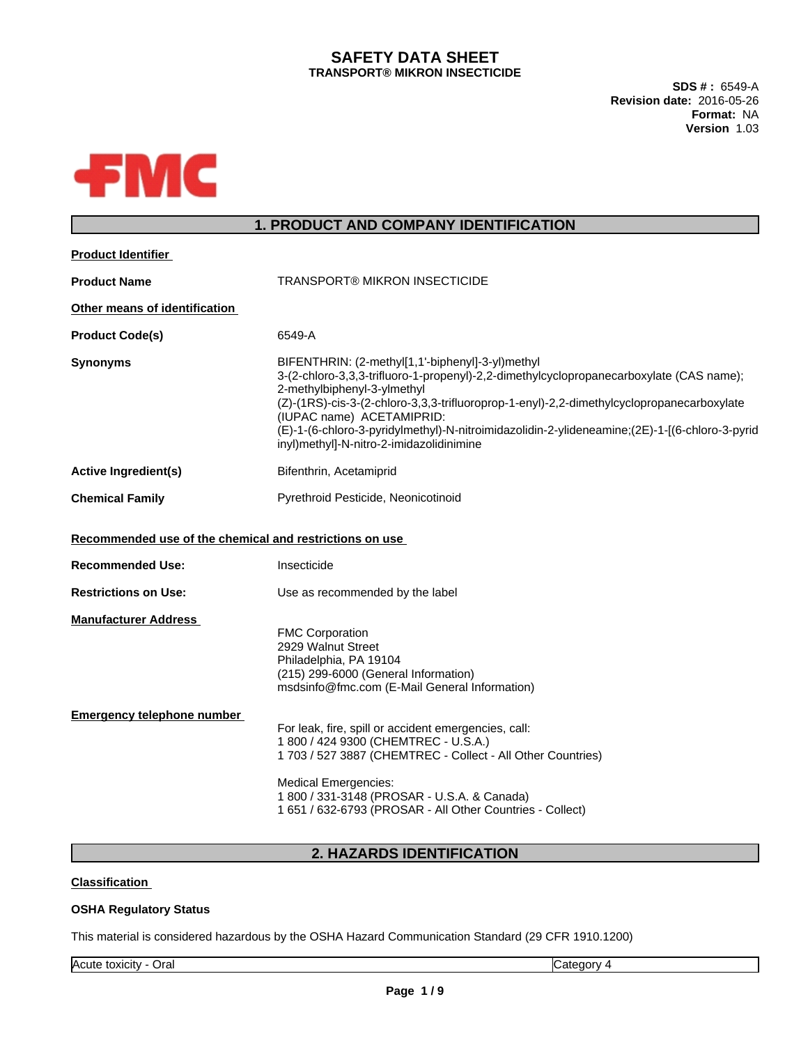# SAFETY DATA SHEET

**TRANSPORT® MIKRON INSECTICIDE**

**SDS # :** 6549-A
**Revision date:** 2016-05-26
**Format:** NA
**Version** 1.03

FMC

## 1. PRODUCT AND COMPANY IDENTIFICATION

**Product Identifier**

**Product Name** TRANSPORT® MIKRON INSECTICIDE

**Other means of identification**

**Product Code(s)** 6549-A

**Synonyms** BIFENTHRIN: (2-methyl[1,1'-biphenyl]-3-yl)methyl 3-(2-chloro-3,3,3-trifluoro-1-propenyl)-2,2-dimethylcyclopropanecarboxylate (CAS name); 2-methylbiphenyl-3-ylmethyl (Z)-(1RS)-cis-3-(2-chloro-3,3,3-trifluoroprop-1-enyl)-2,2-dimethylcyclopropanecarboxylate (IUPAC name) ACETAMIPRID: (E)-1-(6-chloro-3-pyridylmethyl)-N-nitroimidazolidin-2-ylideneamine;(2E)-1-[(6-chloro-3-pyridinyl)methyl]-N-nitro-2-imidazolidinimine

**Active Ingredient(s)** Bifenthrin, Acetamiprid

**Chemical Family** Pyrethroid Pesticide, Neonicotinoid

**Recommended use of the chemical and restrictions on use**

**Recommended Use:** Insecticide

**Restrictions on Use:** Use as recommended by the label

**Manufacturer Address**

FMC Corporation
2929 Walnut Street
Philadelphia, PA 19104
(215) 299-6000 (General Information)
msdsinfo@fmc.com (E-Mail General Information)

**Emergency telephone number**

For leak, fire, spill or accident emergencies, call:
1 800 / 424 9300 (CHEMTREC - U.S.A.)
1 703 / 527 3887 (CHEMTREC - Collect - All Other Countries)

Medical Emergencies:
1 800 / 331-3148 (PROSAR - U.S.A. & Canada)
1 651 / 632-6793 (PROSAR - All Other Countries - Collect)

## 2. HAZARDS IDENTIFICATION

**Classification**

**OSHA Regulatory Status**

This material is considered hazardous by the OSHA Hazard Communication Standard (29 CFR 1910.1200)

| Acute toxicity - Oral | Category 4 |
|---|---|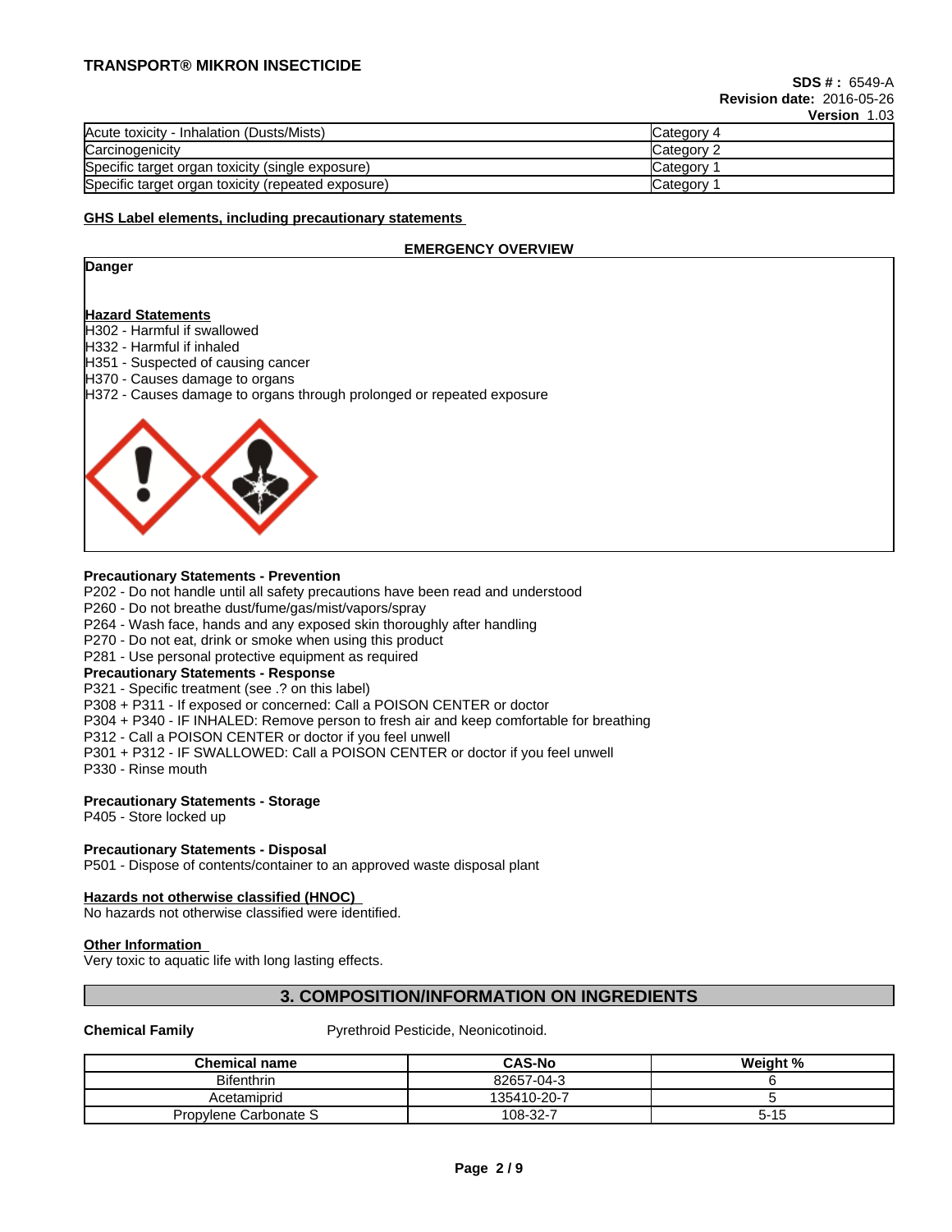| Acute toxicity - Inhalation (Dusts/Mists) | Category 4 |
| --- | --- |
| Carcinogenicity | Category 2 |
| Specific target organ toxicity (single exposure) | Category 1 |
| Specific target organ toxicity (repeated exposure) | Category 1 |

**GHS Label elements, including precautionary statements**

**EMERGENCY OVERVIEW**

**Danger**

**Hazard Statements**

H302 - Harmful if swallowed
H332 - Harmful if inhaled
H351 - Suspected of causing cancer
H370 - Causes damage to organs
H372 - Causes damage to organs through prolonged or repeated exposure

**Precautionary Statements - Prevention**

P202 - Do not handle until all safety precautions have been read and understood
P260 - Do not breathe dust/fume/gas/mist/vapors/spray
P264 - Wash face, hands and any exposed skin thoroughly after handling
P270 - Do not eat, drink or smoke when using this product
P281 - Use personal protective equipment as required

**Precautionary Statements - Response**

P321 - Specific treatment (see .? on this label)
P308 + P311 - If exposed or concerned: Call a POISON CENTER or doctor
P304 + P340 - IF INHALED: Remove person to fresh air and keep comfortable for breathing
P312 - Call a POISON CENTER or doctor if you feel unwell
P301 + P312 - IF SWALLOWED: Call a POISON CENTER or doctor if you feel unwell
P330 - Rinse mouth

**Precautionary Statements - Storage**

P405 - Store locked up

**Precautionary Statements - Disposal**

P501 - Dispose of contents/container to an approved waste disposal plant

**Hazards not otherwise classified (HNOC)**

No hazards not otherwise classified were identified.

**Other Information**

Very toxic to aquatic life with long lasting effects.

## 3. COMPOSITION/INFORMATION ON INGREDIENTS

**Chemical Family** Pyrethroid Pesticide, Neonicotinoid.

| Chemical name | CAS-No | Weight % |
| --- | --- | --- |
| Bifenthrin | 82657-04-3 | 6 |
| Acetamiprid | 135410-20-7 | 5 |
| Propylene Carbonate S | 108-32-7 | 5-15 |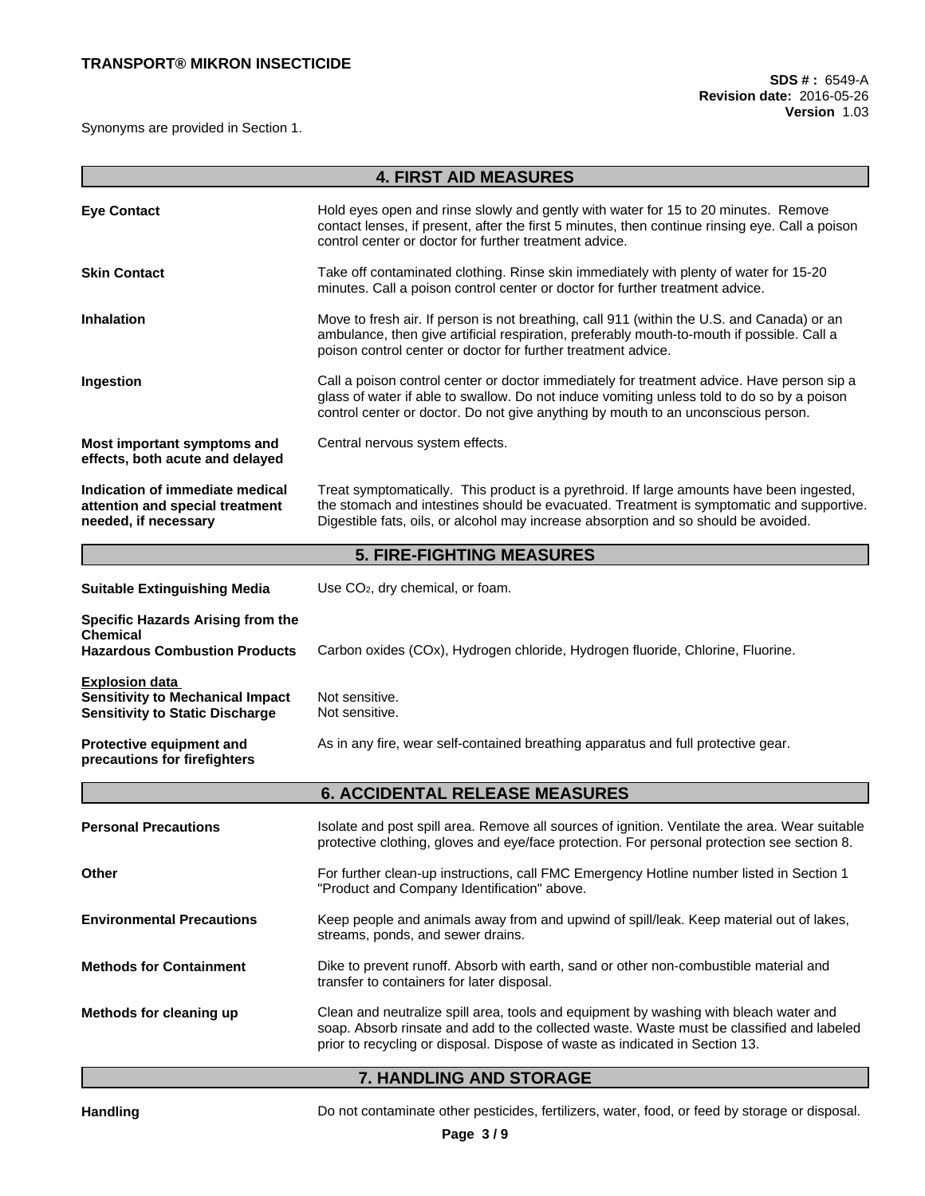Synonyms are provided in Section 1.

## 4. FIRST AID MEASURES

| | |
|---|---|
| **Eye Contact** | Hold eyes open and rinse slowly and gently with water for 15 to 20 minutes. Remove contact lenses, if present, after the first 5 minutes, then continue rinsing eye. Call a poison control center or doctor for further treatment advice. |
| **Skin Contact** | Take off contaminated clothing. Rinse skin immediately with plenty of water for 15-20 minutes. Call a poison control center or doctor for further treatment advice. |
| **Inhalation** | Move to fresh air. If person is not breathing, call 911 (within the U.S. and Canada) or an ambulance, then give artificial respiration, preferably mouth-to-mouth if possible. Call a poison control center or doctor for further treatment advice. |
| **Ingestion** | Call a poison control center or doctor immediately for treatment advice. Have person sip a glass of water if able to swallow. Do not induce vomiting unless told to do so by a poison control center or doctor. Do not give anything by mouth to an unconscious person. |
| **Most important symptoms and effects, both acute and delayed** | Central nervous system effects. |
| **Indication of immediate medical attention and special treatment needed, if necessary** | Treat symptomatically. This product is a pyrethroid. If large amounts have been ingested, the stomach and intestines should be evacuated. Treatment is symptomatic and supportive. Digestible fats, oils, or alcohol may increase absorption and so should be avoided. |

## 5. FIRE-FIGHTING MEASURES

| | |
|---|---|
| **Suitable Extinguishing Media** | Use $CO_2$, dry chemical, or foam. |
| **Specific Hazards Arising from the Chemical** | |
| **Hazardous Combustion Products** | Carbon oxides (COx), Hydrogen chloride, Hydrogen fluoride, Chlorine, Fluorine. |
| **Explosion data** | |
| **Sensitivity to Mechanical Impact** | Not sensitive. |
| **Sensitivity to Static Discharge** | Not sensitive. |
| **Protective equipment and precautions for firefighters** | As in any fire, wear self-contained breathing apparatus and full protective gear. |

## 6. ACCIDENTAL RELEASE MEASURES

| | |
|---|---|
| **Personal Precautions** | Isolate and post spill area. Remove all sources of ignition. Ventilate the area. Wear suitable protective clothing, gloves and eye/face protection. For personal protection see section 8. |
| **Other** | For further clean-up instructions, call FMC Emergency Hotline number listed in Section 1 "Product and Company Identification" above. |
| **Environmental Precautions** | Keep people and animals away from and upwind of spill/leak. Keep material out of lakes, streams, ponds, and sewer drains. |
| **Methods for Containment** | Dike to prevent runoff. Absorb with earth, sand or other non-combustible material and transfer to containers for later disposal. |
| **Methods for cleaning up** | Clean and neutralize spill area, tools and equipment by washing with bleach water and soap. Absorb rinsate and add to the collected waste. Waste must be classified and labeled prior to recycling or disposal. Dispose of waste as indicated in Section 13. |

## 7. HANDLING AND STORAGE

| | |
|---|---|
| **Handling** | Do not contaminate other pesticides, fertilizers, water, food, or feed by storage or disposal. |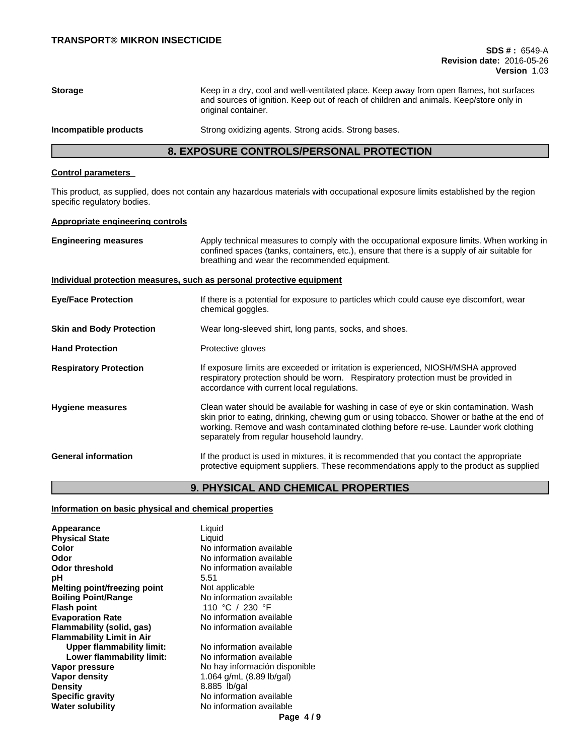**Storage** Keep in a dry, cool and well-ventilated place. Keep away from open flames, hot surfaces and sources of ignition. Keep out of reach of children and animals. Keep/store only in original container.

**Incompatible products** Strong oxidizing agents. Strong acids. Strong bases.

## 8. EXPOSURE CONTROLS/PERSONAL PROTECTION

**Control parameters**

This product, as supplied, does not contain any hazardous materials with occupational exposure limits established by the region specific regulatory bodies.

**Appropriate engineering controls**

**Engineering measures** Apply technical measures to comply with the occupational exposure limits. When working in confined spaces (tanks, containers, etc.), ensure that there is a supply of air suitable for breathing and wear the recommended equipment.

**Individual protection measures, such as personal protective equipment**

**Eye/Face Protection** If there is a potential for exposure to particles which could cause eye discomfort, wear chemical goggles.

**Skin and Body Protection** Wear long-sleeved shirt, long pants, socks, and shoes.

**Hand Protection** Protective gloves

**Respiratory Protection** If exposure limits are exceeded or irritation is experienced, NIOSH/MSHA approved respiratory protection should be worn. Respiratory protection must be provided in accordance with current local regulations.

**Hygiene measures** Clean water should be available for washing in case of eye or skin contamination. Wash skin prior to eating, drinking, chewing gum or using tobacco. Shower or bathe at the end of working. Remove and wash contaminated clothing before re-use. Launder work clothing separately from regular household laundry.

**General information** If the product is used in mixtures, it is recommended that you contact the appropriate protective equipment suppliers. These recommendations apply to the product as supplied

## 9. PHYSICAL AND CHEMICAL PROPERTIES

**Information on basic physical and chemical properties**

| | |
|---|---|
| **Appearance** | Liquid |
| **Physical State** | Liquid |
| **Color** | No information available |
| **Odor** | No information available |
| **Odor threshold** | No information available |
| **pH** | 5.51 |
| **Melting point/freezing point** | Not applicable |
| **Boiling Point/Range** | No information available |
| **Flash point** | 110 °C / 230 °F |
| **Evaporation Rate** | No information available |
| **Flammability (solid, gas)** | No information available |
| **Flammability Limit in Air** | |
| **Upper flammability limit:** | No information available |
| **Lower flammability limit:** | No information available |
| **Vapor pressure** | No hay información disponible |
| **Vapor density** | 1.064 g/mL (8.89 lb/gal) |
| **Density** | 8.885 lb/gal |
| **Specific gravity** | No information available |
| **Water solubility** | No information available |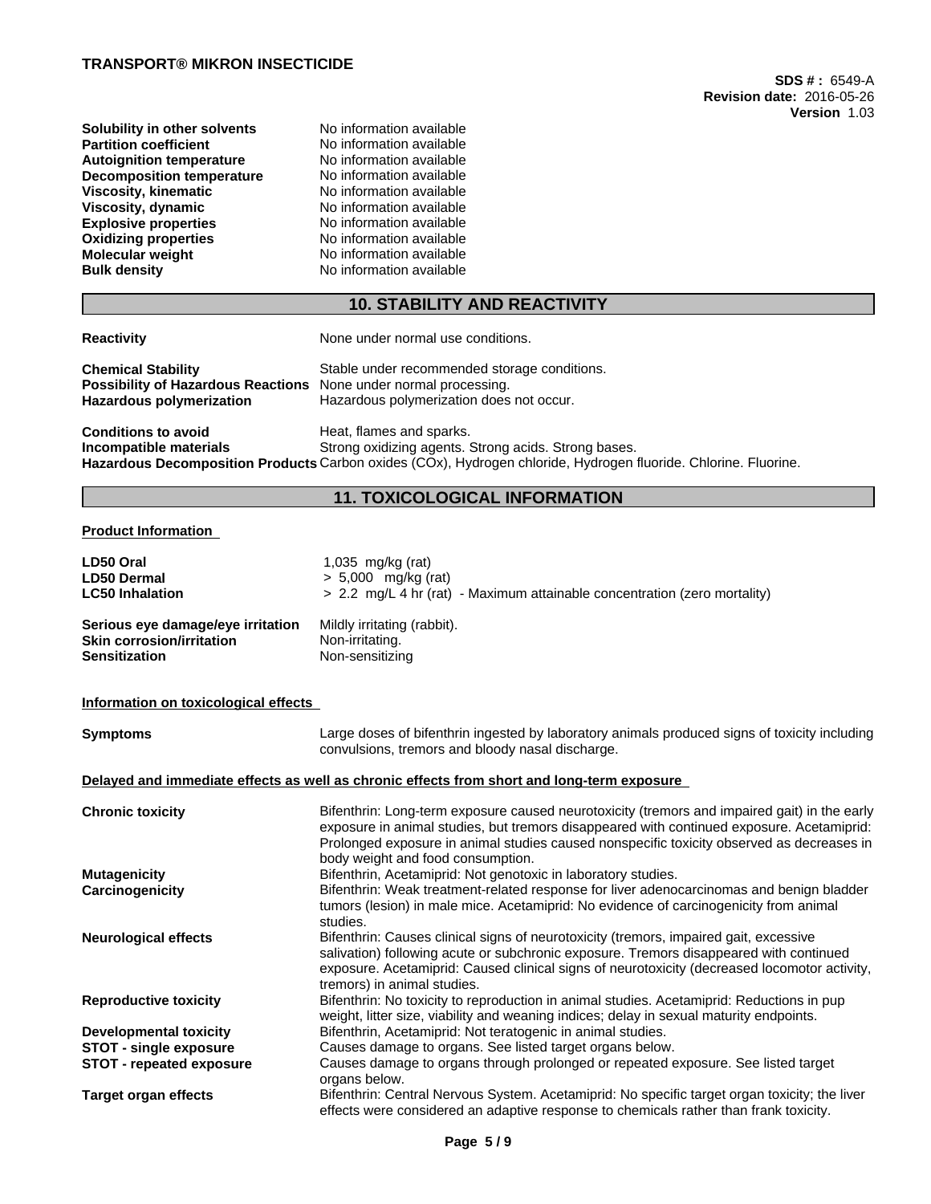| | |
|---|---|
| **Solubility in other solvents** | No information available |
| **Partition coefficient** | No information available |
| **Autoignition temperature** | No information available |
| **Decomposition temperature** | No information available |
| **Viscosity, kinematic** | No information available |
| **Viscosity, dynamic** | No information available |
| **Explosive properties** | No information available |
| **Oxidizing properties** | No information available |
| **Molecular weight** | No information available |
| **Bulk density** | No information available |

## 10. STABILITY AND REACTIVITY

| | |
|---|---|
| **Reactivity** | None under normal use conditions. |
| **Chemical Stability** | Stable under recommended storage conditions. |
| **Possibility of Hazardous Reactions** | None under normal processing. |
| **Hazardous polymerization** | Hazardous polymerization does not occur. |
| **Conditions to avoid** | Heat, flames and sparks. |
| **Incompatible materials** | Strong oxidizing agents. Strong acids. Strong bases. |
| **Hazardous Decomposition Products** | Carbon oxides (COx), Hydrogen chloride, Hydrogen fluoride. Chlorine. Fluorine. |

## 11. TOXICOLOGICAL INFORMATION

**Product Information**

| | |
|---|---|
| **LD50 Oral** | 1,035 mg/kg (rat) |
| **LD50 Dermal** | > 5,000 mg/kg (rat) |
| **LC50 Inhalation** | > 2.2 mg/L 4 hr (rat) - Maximum attainable concentration (zero mortality) |
| **Serious eye damage/eye irritation** | Mildly irritating (rabbit). |
| **Skin corrosion/irritation** | Non-irritating. |
| **Sensitization** | Non-sensitizing |

**Information on toxicological effects**

| | |
|---|---|
| **Symptoms** | Large doses of bifenthrin ingested by laboratory animals produced signs of toxicity including convulsions, tremors and bloody nasal discharge. |

**Delayed and immediate effects as well as chronic effects from short and long-term exposure**

| | |
|---|---|
| **Chronic toxicity** | Bifenthrin: Long-term exposure caused neurotoxicity (tremors and impaired gait) in the early exposure in animal studies, but tremors disappeared with continued exposure. Acetamiprid: Prolonged exposure in animal studies caused nonspecific toxicity observed as decreases in body weight and food consumption. |
| **Mutagenicity** | Bifenthrin, Acetamiprid: Not genotoxic in laboratory studies. |
| **Carcinogenicity** | Bifenthrin: Weak treatment-related response for liver adenocarcinomas and benign bladder tumors (lesion) in male mice. Acetamiprid: No evidence of carcinogenicity from animal studies. |
| **Neurological effects** | Bifenthrin: Causes clinical signs of neurotoxicity (tremors, impaired gait, excessive salivation) following acute or subchronic exposure. Tremors disappeared with continued exposure. Acetamiprid: Caused clinical signs of neurotoxicity (decreased locomotor activity, tremors) in animal studies. |
| **Reproductive toxicity** | Bifenthrin: No toxicity to reproduction in animal studies. Acetamiprid: Reductions in pup weight, litter size, viability and weaning indices; delay in sexual maturity endpoints. |
| **Developmental toxicity** | Bifenthrin, Acetamiprid: Not teratogenic in animal studies. |
| **STOT - single exposure** | Causes damage to organs. See listed target organs below. |
| **STOT - repeated exposure** | Causes damage to organs through prolonged or repeated exposure. See listed target organs below. |
| **Target organ effects** | Bifenthrin: Central Nervous System. Acetamiprid: No specific target organ toxicity; the liver effects were considered an adaptive response to chemicals rather than frank toxicity. |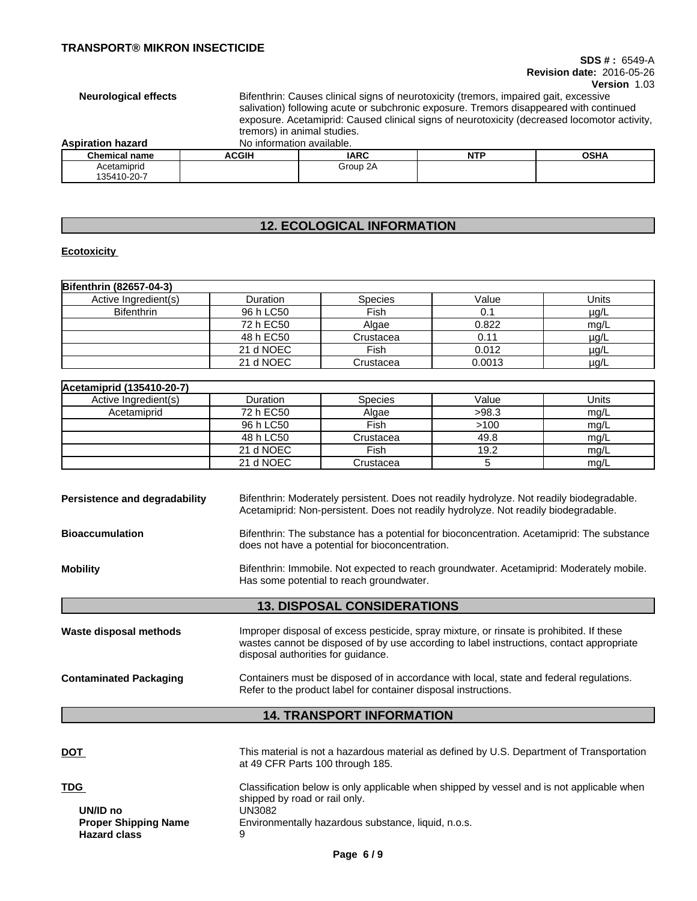**Neurological effects** Bifenthrin: Causes clinical signs of neurotoxicity (tremors, impaired gait, excessive salivation) following acute or subchronic exposure. Tremors disappeared with continued exposure. Acetamiprid: Caused clinical signs of neurotoxicity (decreased locomotor activity, tremors) in animal studies.

**Aspiration hazard** No information available.

| Chemical name | ACGIH | IARC | NTP | OSHA |
|---|---|---|---|---|
| Acetamiprid 135410-20-7 | | Group 2A | | |

## 12. ECOLOGICAL INFORMATION

**Ecotoxicity**

| Bifenthrin (82657-04-3) | | | | |
|---|---|---|---|---|
| Active Ingredient(s) | Duration | Species | Value | Units |
| Bifenthrin | 96 h LC50 | Fish | 0.1 | µg/L |
| | 72 h EC50 | Algae | 0.822 | mg/L |
| | 48 h EC50 | Crustacea | 0.11 | µg/L |
| | 21 d NOEC | Fish | 0.012 | µg/L |
| | 21 d NOEC | Crustacea | 0.0013 | µg/L |

| Acetamiprid (135410-20-7) | | | | |
|---|---|---|---|---|
| Active Ingredient(s) | Duration | Species | Value | Units |
| Acetamiprid | 72 h EC50 | Algae | >98.3 | mg/L |
| | 96 h LC50 | Fish | >100 | mg/L |
| | 48 h LC50 | Crustacea | 49.8 | mg/L |
| | 21 d NOEC | Fish | 19.2 | mg/L |
| | 21 d NOEC | Crustacea | 5 | mg/L |

**Persistence and degradability** Bifenthrin: Moderately persistent. Does not readily hydrolyze. Not readily biodegradable. Acetamiprid: Non-persistent. Does not readily hydrolyze. Not readily biodegradable.

**Bioaccumulation** Bifenthrin: The substance has a potential for bioconcentration. Acetamiprid: The substance does not have a potential for bioconcentration.

**Mobility** Bifenthrin: Immobile. Not expected to reach groundwater. Acetamiprid: Moderately mobile. Has some potential to reach groundwater.

## 13. DISPOSAL CONSIDERATIONS

**Waste disposal methods** Improper disposal of excess pesticide, spray mixture, or rinsate is prohibited. If these wastes cannot be disposed of by use according to label instructions, contact appropriate disposal authorities for guidance.

**Contaminated Packaging** Containers must be disposed of in accordance with local, state and federal regulations. Refer to the product label for container disposal instructions.

## 14. TRANSPORT INFORMATION

**DOT** This material is not a hazardous material as defined by U.S. Department of Transportation at 49 CFR Parts 100 through 185.

**TDG** Classification below is only applicable when shipped by vessel and is not applicable when shipped by road or rail only.

**UN/ID no** UN3082
**Proper Shipping Name** Environmentally hazardous substance, liquid, n.o.s.
**Hazard class** 9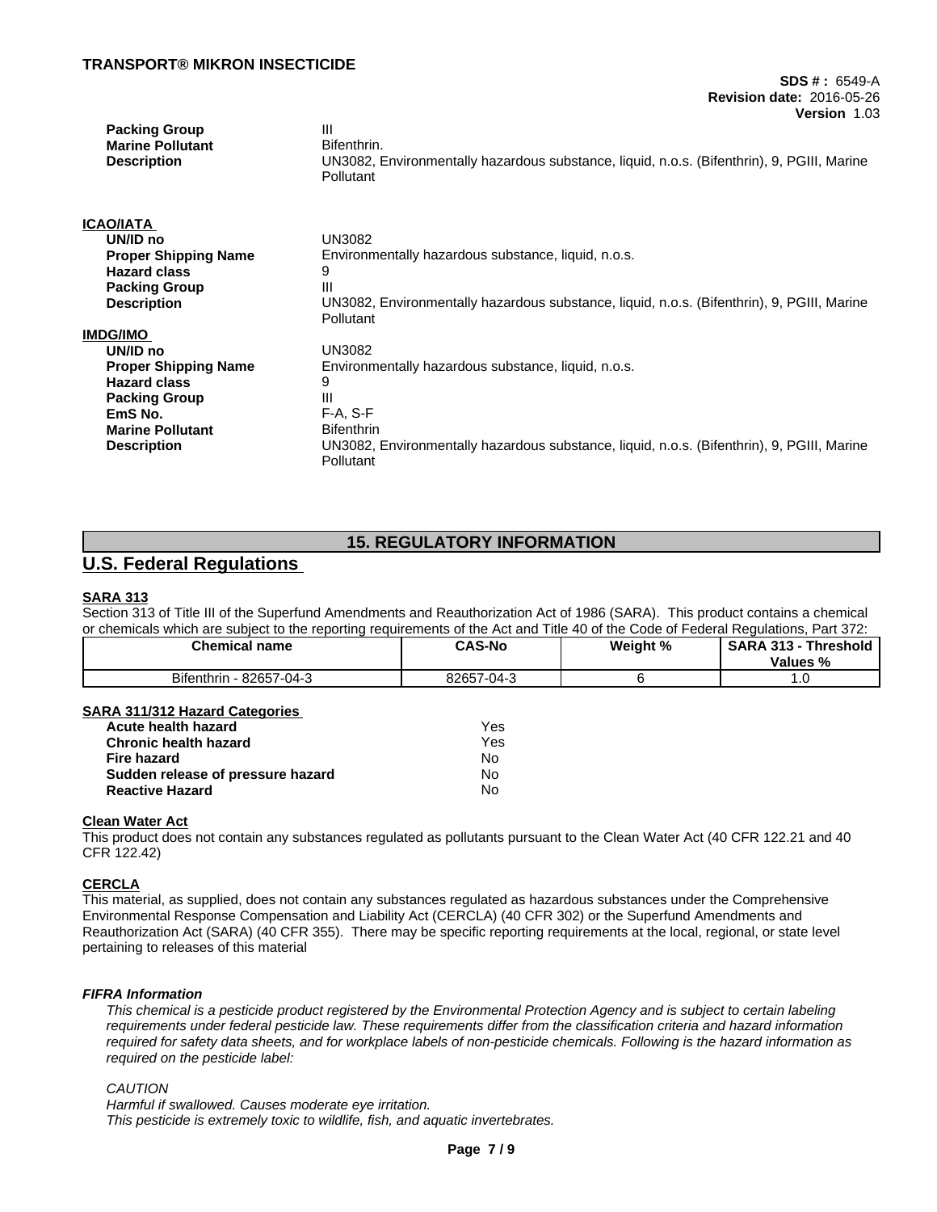| | |
|---|---|
| **Packing Group** | III |
| **Marine Pollutant** | Bifenthrin. |
| **Description** | UN3082, Environmentally hazardous substance, liquid, n.o.s. (Bifenthrin), 9, PGIII, Marine Pollutant |

**ICAO/IATA**

| | |
|---|---|
| **UN/ID no** | UN3082 |
| **Proper Shipping Name** | Environmentally hazardous substance, liquid, n.o.s. |
| **Hazard class** | 9 |
| **Packing Group** | III |
| **Description** | UN3082, Environmentally hazardous substance, liquid, n.o.s. (Bifenthrin), 9, PGIII, Marine Pollutant |

**IMDG/IMO**

| | |
|---|---|
| **UN/ID no** | UN3082 |
| **Proper Shipping Name** | Environmentally hazardous substance, liquid, n.o.s. |
| **Hazard class** | 9 |
| **Packing Group** | III |
| **EmS No.** | F-A, S-F |
| **Marine Pollutant** | Bifenthrin |
| **Description** | UN3082, Environmentally hazardous substance, liquid, n.o.s. (Bifenthrin), 9, PGIII, Marine Pollutant |

# 15. REGULATORY INFORMATION

## U.S. Federal Regulations

**SARA 313**

Section 313 of Title III of the Superfund Amendments and Reauthorization Act of 1986 (SARA). This product contains a chemical or chemicals which are subject to the reporting requirements of the Act and Title 40 of the Code of Federal Regulations, Part 372:

| Chemical name | CAS-No | Weight % | SARA 313 - Threshold Values % |
|---|---|---|---|
| Bifenthrin - 82657-04-3 | 82657-04-3 | 6 | 1.0 |

**SARA 311/312 Hazard Categories**

| | |
|---|---|
| **Acute health hazard** | Yes |
| **Chronic health hazard** | Yes |
| **Fire hazard** | No |
| **Sudden release of pressure hazard** | No |
| **Reactive Hazard** | No |

**Clean Water Act**

This product does not contain any substances regulated as pollutants pursuant to the Clean Water Act (40 CFR 122.21 and 40 CFR 122.42)

**CERCLA**

This material, as supplied, does not contain any substances regulated as hazardous substances under the Comprehensive Environmental Response Compensation and Liability Act (CERCLA) (40 CFR 302) or the Superfund Amendments and Reauthorization Act (SARA) (40 CFR 355). There may be specific reporting requirements at the local, regional, or state level pertaining to releases of this material

***FIFRA Information***

*This chemical is a pesticide product registered by the Environmental Protection Agency and is subject to certain labeling requirements under federal pesticide law. These requirements differ from the classification criteria and hazard information required for safety data sheets, and for workplace labels of non-pesticide chemicals. Following is the hazard information as required on the pesticide label:*

*CAUTION*
*Harmful if swallowed. Causes moderate eye irritation.*
*This pesticide is extremely toxic to wildlife, fish, and aquatic invertebrates.*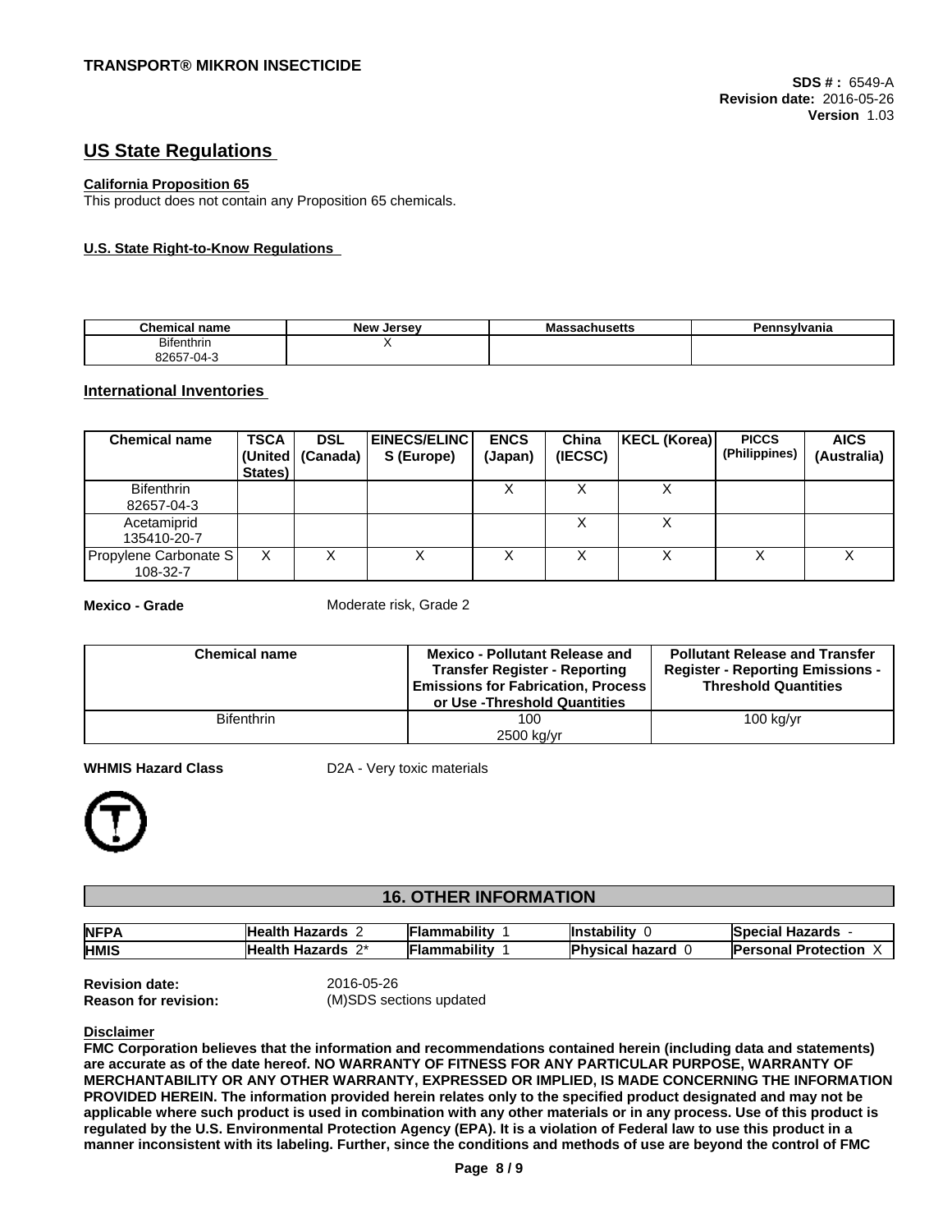## US State Regulations

**California Proposition 65**

This product does not contain any Proposition 65 chemicals.

**U.S. State Right-to-Know Regulations**

| Chemical name | New Jersey | Massachusetts | Pennsylvania |
|---|---|---|---|
| Bifenthrin<br>82657-04-3 | X | | |

## International Inventories

| Chemical name | TSCA (United States) | DSL (Canada) | EINECS/ELINCS (Europe) | ENCS (Japan) | China (IECSC) | KECL (Korea) | PICCS (Philippines) | AICS (Australia) |
|---|---|---|---|---|---|---|---|---|
| Bifenthrin<br>82657-04-3 | | | | X | X | X | | |
| Acetamiprid<br>135410-20-7 | | | | | X | X | | |
| Propylene Carbonate S<br>108-32-7 | X | X | X | X | X | X | X | X |

**Mexico - Grade** Moderate risk, Grade 2

| Chemical name | Mexico - Pollutant Release and Transfer Register - Reporting Emissions for Fabrication, Process or Use -Threshold Quantities | Pollutant Release and Transfer Register - Reporting Emissions - Threshold Quantities |
|---|---|---|
| Bifenthrin | 100<br>2500 kg/yr | 100 kg/yr |

**WHMIS Hazard Class** D2A - Very toxic materials

## 16. OTHER INFORMATION

| NFPA | Health Hazards 2 | Flammability 1 | Instability 0 | Special Hazards - |
|---|---|---|---|---|
| HMIS | Health Hazards 2* | Flammability 1 | Physical hazard 0 | Personal Protection X |

**Revision date:** 2016-05-26
**Reason for revision:** (M)SDS sections updated

**Disclaimer**

**FMC Corporation believes that the information and recommendations contained herein (including data and statements) are accurate as of the date hereof. NO WARRANTY OF FITNESS FOR ANY PARTICULAR PURPOSE, WARRANTY OF MERCHANTABILITY OR ANY OTHER WARRANTY, EXPRESSED OR IMPLIED, IS MADE CONCERNING THE INFORMATION PROVIDED HEREIN. The information provided herein relates only to the specified product designated and may not be applicable where such product is used in combination with any other materials or in any process. Use of this product is regulated by the U.S. Environmental Protection Agency (EPA). It is a violation of Federal law to use this product in a manner inconsistent with its labeling. Further, since the conditions and methods of use are beyond the control of FMC**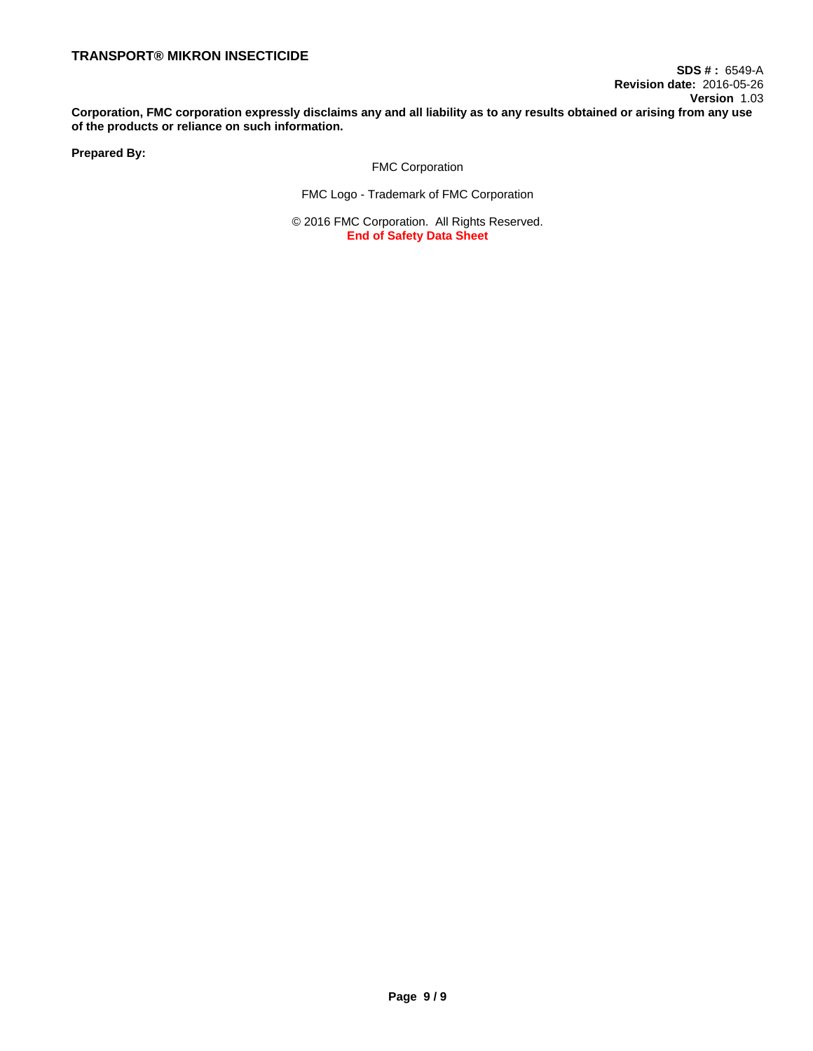**Corporation, FMC corporation expressly disclaims any and all liability as to any results obtained or arising from any use of the products or reliance on such information.**

**Prepared By:**

FMC Corporation

FMC Logo - Trademark of FMC Corporation

© 2016 FMC Corporation. All Rights Reserved.

**End of Safety Data Sheet**